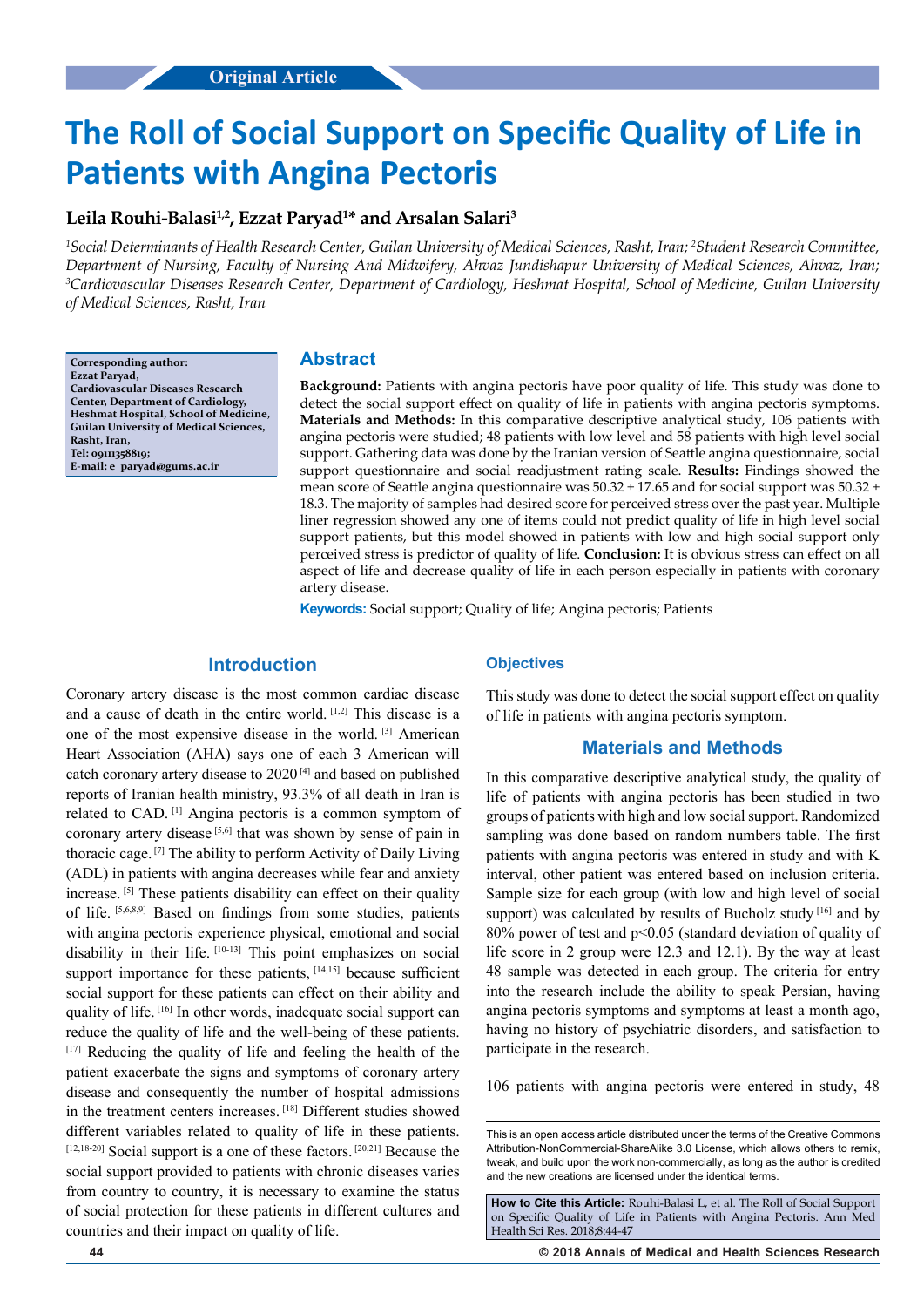Original Article

# The Roll of Social Support on Specific Quality of Life in Patients with Angina Pectoris

**Leila Rouhi-Balasi[1,2], Ezzat Paryad[1]* and Arsalan Salari[3]**

*[1]Social Determinants of Health Research Center, Guilan University of Medical Sciences, Rasht, Iran; [2]Student Research Committee, Department of Nursing, Faculty of Nursing And Midwifery, Ahvaz Jundishapur University of Medical Sciences, Ahvaz, Iran; [3]Cardiovascular Diseases Research Center, Department of Cardiology, Heshmat Hospital, School of Medicine, Guilan University of Medical Sciences, Rasht, Iran*

**Corresponding author:**
**Ezzat Paryad,**
**Cardiovascular Diseases Research Center, Department of Cardiology, Heshmat Hospital, School of Medicine, Guilan University of Medical Sciences, Rasht, Iran,**
**Tel: 09111358819;**
**E-mail: e_paryad@gums.ac.ir**

## Abstract

**Background:** Patients with angina pectoris have poor quality of life. This study was done to detect the social support effect on quality of life in patients with angina pectoris symptoms. **Materials and Methods:** In this comparative descriptive analytical study, 106 patients with angina pectoris were studied; 48 patients with low level and 58 patients with high level social support. Gathering data was done by the Iranian version of Seattle angina questionnaire, social support questionnaire and social readjustment rating scale. **Results:** Findings showed the mean score of Seattle angina questionnaire was 50.32 ± 17.65 and for social support was 50.32 ± 18.3. The majority of samples had desired score for perceived stress over the past year. Multiple liner regression showed any one of items could not predict quality of life in high level social support patients, but this model showed in patients with low and high social support only perceived stress is predictor of quality of life. **Conclusion:** It is obvious stress can effect on all aspect of life and decrease quality of life in each person especially in patients with coronary artery disease.

**Keywords:** Social support; Quality of life; Angina pectoris; Patients

## Introduction

Coronary artery disease is the most common cardiac disease and a cause of death in the entire world. [1,2] This disease is a one of the most expensive disease in the world. [3] American Heart Association (AHA) says one of each 3 American will catch coronary artery disease to 2020 [4] and based on published reports of Iranian health ministry, 93.3% of all death in Iran is related to CAD. [1] Angina pectoris is a common symptom of coronary artery disease [5,6] that was shown by sense of pain in thoracic cage. [7] The ability to perform Activity of Daily Living (ADL) in patients with angina decreases while fear and anxiety increase. [5] These patients disability can effect on their quality of life. [5,6,8,9] Based on findings from some studies, patients with angina pectoris experience physical, emotional and social disability in their life. [10-13] This point emphasizes on social support importance for these patients, [14,15] because sufficient social support for these patients can effect on their ability and quality of life. [16] In other words, inadequate social support can reduce the quality of life and the well-being of these patients. [17] Reducing the quality of life and feeling the health of the patient exacerbate the signs and symptoms of coronary artery disease and consequently the number of hospital admissions in the treatment centers increases. [18] Different studies showed different variables related to quality of life in these patients. [12,18-20] Social support is a one of these factors. [20,21] Because the social support provided to patients with chronic diseases varies from country to country, it is necessary to examine the status of social protection for these patients in different cultures and countries and their impact on quality of life.

### Objectives

This study was done to detect the social support effect on quality of life in patients with angina pectoris symptom.

## Materials and Methods

In this comparative descriptive analytical study, the quality of life of patients with angina pectoris has been studied in two groups of patients with high and low social support. Randomized sampling was done based on random numbers table. The first patients with angina pectoris was entered in study and with K interval, other patient was entered based on inclusion criteria. Sample size for each group (with low and high level of social support) was calculated by results of Bucholz study [16] and by 80% power of test and $p<0.05$ (standard deviation of quality of life score in 2 group were 12.3 and 12.1). By the way at least 48 sample was detected in each group. The criteria for entry into the research include the ability to speak Persian, having angina pectoris symptoms and symptoms at least a month ago, having no history of psychiatric disorders, and satisfaction to participate in the research.

106 patients with angina pectoris were entered in study, 48

This is an open access article distributed under the terms of the Creative Commons Attribution-NonCommercial-ShareAlike 3.0 License, which allows others to remix, tweak, and build upon the work non-commercially, as long as the author is credited and the new creations are licensed under the identical terms.

**How to Cite this Article:** Rouhi-Balasi L, et al. The Roll of Social Support on Specific Quality of Life in Patients with Angina Pectoris. Ann Med Health Sci Res. 2018;8:44-47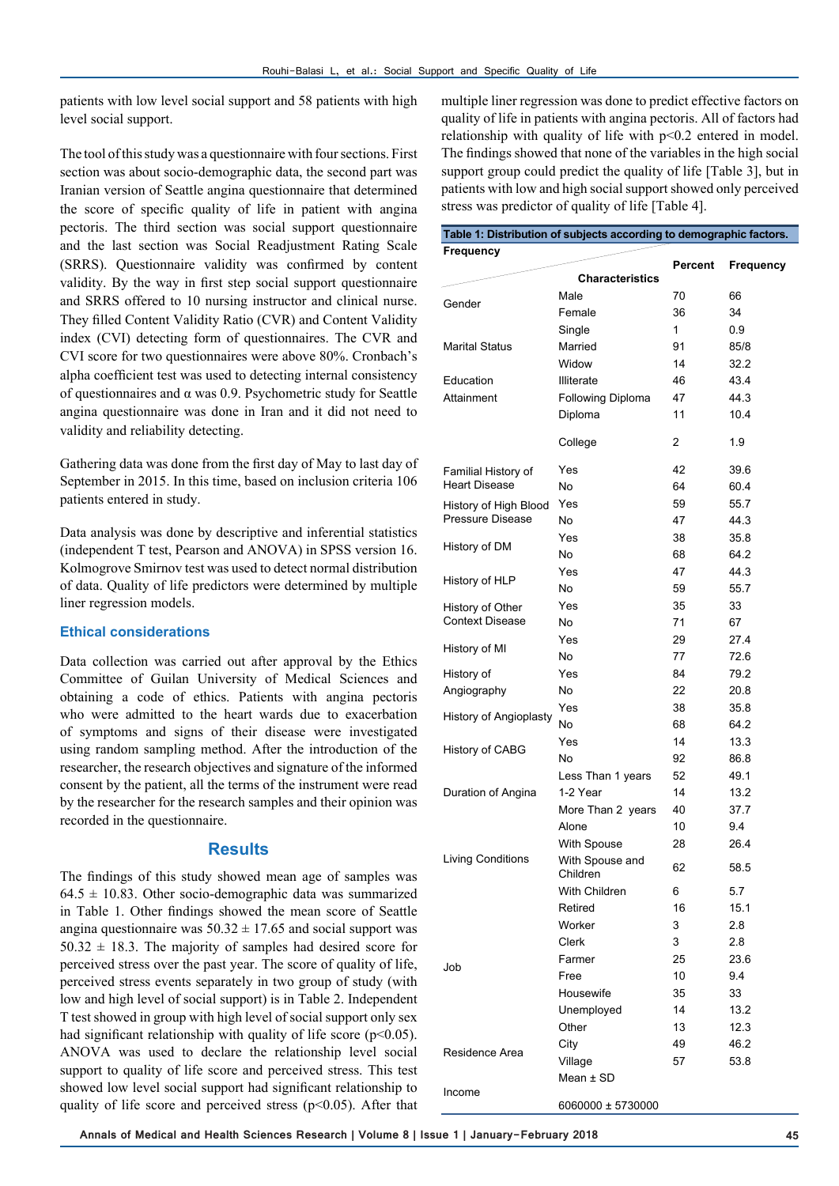patients with low level social support and 58 patients with high level social support.

The tool of this study was a questionnaire with four sections. First section was about socio-demographic data, the second part was Iranian version of Seattle angina questionnaire that determined the score of specific quality of life in patient with angina pectoris. The third section was social support questionnaire and the last section was Social Readjustment Rating Scale (SRRS). Questionnaire validity was confirmed by content validity. By the way in first step social support questionnaire and SRRS offered to 10 nursing instructor and clinical nurse. They filled Content Validity Ratio (CVR) and Content Validity index (CVI) detecting form of questionnaires. The CVR and CVI score for two questionnaires were above 80%. Cronbach's alpha coefficient test was used to detecting internal consistency of questionnaires and α was 0.9. Psychometric study for Seattle angina questionnaire was done in Iran and it did not need to validity and reliability detecting.

Gathering data was done from the first day of May to last day of September in 2015. In this time, based on inclusion criteria 106 patients entered in study.

Data analysis was done by descriptive and inferential statistics (independent T test, Pearson and ANOVA) in SPSS version 16. Kolmogrove Smirnov test was used to detect normal distribution of data. Quality of life predictors were determined by multiple liner regression models.

### Ethical considerations

Data collection was carried out after approval by the Ethics Committee of Guilan University of Medical Sciences and obtaining a code of ethics. Patients with angina pectoris who were admitted to the heart wards due to exacerbation of symptoms and signs of their disease were investigated using random sampling method. After the introduction of the researcher, the research objectives and signature of the informed consent by the patient, all the terms of the instrument were read by the researcher for the research samples and their opinion was recorded in the questionnaire.

## Results

The findings of this study showed mean age of samples was 64.5 ± 10.83. Other socio-demographic data was summarized in Table 1. Other findings showed the mean score of Seattle angina questionnaire was 50.32 ± 17.65 and social support was 50.32 ± 18.3. The majority of samples had desired score for perceived stress over the past year. The score of quality of life, perceived stress events separately in two group of study (with low and high level of social support) is in Table 2. Independent T test showed in group with high level of social support only sex had significant relationship with quality of life score ($p<0.05$). ANOVA was used to declare the relationship level social support to quality of life score and perceived stress. This test showed low level social support had significant relationship to quality of life score and perceived stress ($p<0.05$). After that multiple liner regression was done to predict effective factors on quality of life in patients with angina pectoris. All of factors had relationship with quality of life with $p<0.2$ entered in model. The findings showed that none of the variables in the high social support group could predict the quality of life [Table 3], but in patients with low and high social support showed only perceived stress was predictor of quality of life [Table 4].

**Table 1: Distribution of subjects according to demographic factors.**

| Characteristics | | Percent | Frequency |
|---|---|---|---|
| Gender | Male | 70 | 66 |
| | Female | 36 | 34 |
| Marital Status | Single | 1 | 0.9 |
| | Married | 91 | 85/8 |
| | Widow | 14 | 32.2 |
| Education Attainment | Illiterate | 46 | 43.4 |
| | Following Diploma | 47 | 44.3 |
| | Diploma | 11 | 10.4 |
| | College | 2 | 1.9 |
| Familial History of Heart Disease | Yes | 42 | 39.6 |
| | No | 64 | 60.4 |
| History of High Blood Pressure Disease | Yes | 59 | 55.7 |
| | No | 47 | 44.3 |
| History of DM | Yes | 38 | 35.8 |
| | No | 68 | 64.2 |
| History of HLP | Yes | 47 | 44.3 |
| | No | 59 | 55.7 |
| History of Other Context Disease | Yes | 35 | 33 |
| | No | 71 | 67 |
| History of MI | Yes | 29 | 27.4 |
| | No | 77 | 72.6 |
| History of Angiography | Yes | 84 | 79.2 |
| | No | 22 | 20.8 |
| History of Angioplasty | Yes | 38 | 35.8 |
| | No | 68 | 64.2 |
| History of CABG | Yes | 14 | 13.3 |
| | No | 92 | 86.8 |
| Duration of Angina | Less Than 1 years | 52 | 49.1 |
| | 1-2 Year | 14 | 13.2 |
| | More Than 2 years | 40 | 37.7 |
| Living Conditions | Alone | 10 | 9.4 |
| | With Spouse | 28 | 26.4 |
| | With Spouse and Children | 62 | 58.5 |
| | With Children | 6 | 5.7 |
| Job | Retired | 16 | 15.1 |
| | Worker | 3 | 2.8 |
| | Clerk | 3 | 2.8 |
| | Farmer | 25 | 23.6 |
| | Free | 10 | 9.4 |
| | Housewife | 35 | 33 |
| | Unemployed | 14 | 13.2 |
| | Other | 13 | 12.3 |
| Residence Area | City | 49 | 46.2 |
| | Village | 57 | 53.8 |
| Income | Mean ± SD | | |
| | 6060000 ± 5730000 | | |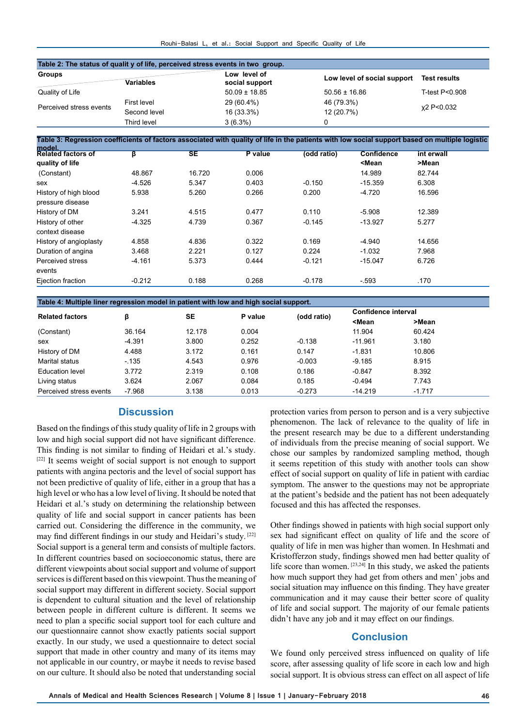**Table 2: The status of qualit y of life, perceived stress events in two group.**

| Groups | Variables | Low level of social support | Low level of social support | Test results |
|---|---|---|---|---|
| Quality of Life | | 50.09 ± 18.85 | 50.56 ± 16.86 | T-test P<0.908 |
| Perceived stress events | First level | 29 (60.4%) | 46 (79.3%) | χ2 P<0.032 |
| | Second level | 16 (33.3%) | 12 (20.7%) | |
| | Third level | 3 (6.3%) | 0 | |

**Table 3: Regression coefficients of factors associated with quality of life in the patients with low social support based on multiple logistic model.**

| Related factors of quality of life | β | SE | P value | (odd ratio) | Confidence <Mean | int erwall >Mean |
|---|---|---|---|---|---|---|
| (Constant) | 48.867 | 16.720 | 0.006 | | 14.989 | 82.744 |
| sex | -4.526 | 5.347 | 0.403 | -0.150 | -15.359 | 6.308 |
| History of high blood pressure disease | 5.938 | 5.260 | 0.266 | 0.200 | -4.720 | 16.596 |
| History of DM | 3.241 | 4.515 | 0.477 | 0.110 | -5.908 | 12.389 |
| History of other context disease | -4.325 | 4.739 | 0.367 | -0.145 | -13.927 | 5.277 |
| History of angioplasty | 4.858 | 4.836 | 0.322 | 0.169 | -4.940 | 14.656 |
| Duration of angina | 3.468 | 2.221 | 0.127 | 0.224 | -1.032 | 7.968 |
| Perceived stress events | -4.161 | 5.373 | 0.444 | -0.121 | -15.047 | 6.726 |
| Ejection fraction | -0.212 | 0.188 | 0.268 | -0.178 | -.593 | .170 |

**Table 4: Multiple liner regression model in patient with low and high social support.**

| Related factors | β | SE | P value | (odd ratio) | Confidence interval | |
|---|---|---|---|---|---|---|
| | | | | | <Mean | >Mean |
| (Constant) | 36.164 | 12.178 | 0.004 | | 11.904 | 60.424 |
| sex | -4.391 | 3.800 | 0.252 | -0.138 | -11.961 | 3.180 |
| History of DM | 4.488 | 3.172 | 0.161 | 0.147 | -1.831 | 10.806 |
| Marital status | -.135 | 4.543 | 0.976 | -0.003 | -9.185 | 8.915 |
| Education level | 3.772 | 2.319 | 0.108 | 0.186 | -0.847 | 8.392 |
| Living status | 3.624 | 2.067 | 0.084 | 0.185 | -0.494 | 7.743 |
| Perceived stress events | -7.968 | 3.138 | 0.013 | -0.273 | -14.219 | -1.717 |

## Discussion

Based on the findings of this study quality of life in 2 groups with low and high social support did not have significant difference. This finding is not similar to finding of Heidari et al.'s study.[22] It seems weight of social support is not enough to support patients with angina pectoris and the level of social support has not been predictive of quality of life, either in a group that has a high level or who has a low level of living. It should be noted that Heidari et al.'s study on determining the relationship between quality of life and social support in cancer patients has been carried out. Considering the difference in the community, we may find different findings in our study and Heidari's study.[22] Social support is a general term and consists of multiple factors. In different countries based on socioeconomic status, there are different viewpoints about social support and volume of support services is different based on this viewpoint. Thus the meaning of social support may different in different society. Social support is dependent to cultural situation and the level of relationship between people in different culture is different. It seems we need to plan a specific social support tool for each culture and our questionnaire cannot show exactly patients social support exactly. In our study, we used a questionnaire to detect social support that made in other country and many of its items may not applicable in our country, or maybe it needs to revise based on our culture. It should also be noted that understanding social protection varies from person to person and is a very subjective phenomenon. The lack of relevance to the quality of life in the present research may be due to a different understanding of individuals from the precise meaning of social support. We chose our samples by randomized sampling method, though it seems repetition of this study with another tools can show effect of social support on quality of life in patient with cardiac symptom. The answer to the questions may not be appropriate at the patient's bedside and the patient has not been adequately focused and this has affected the responses.

Other findings showed in patients with high social support only sex had significant effect on quality of life and the score of quality of life in men was higher than women. In Heshmati and Kristofferzon study, findings showed men had better quality of life score than women.[23,24] In this study, we asked the patients how much support they had get from others and men' jobs and social situation may influence on this finding. They have greater communication and it may cause their better score of quality of life and social support. The majority of our female patients didn't have any job and it may effect on our findings.

## Conclusion

We found only perceived stress influenced on quality of life score, after assessing quality of life score in each low and high social support. It is obvious stress can effect on all aspect of life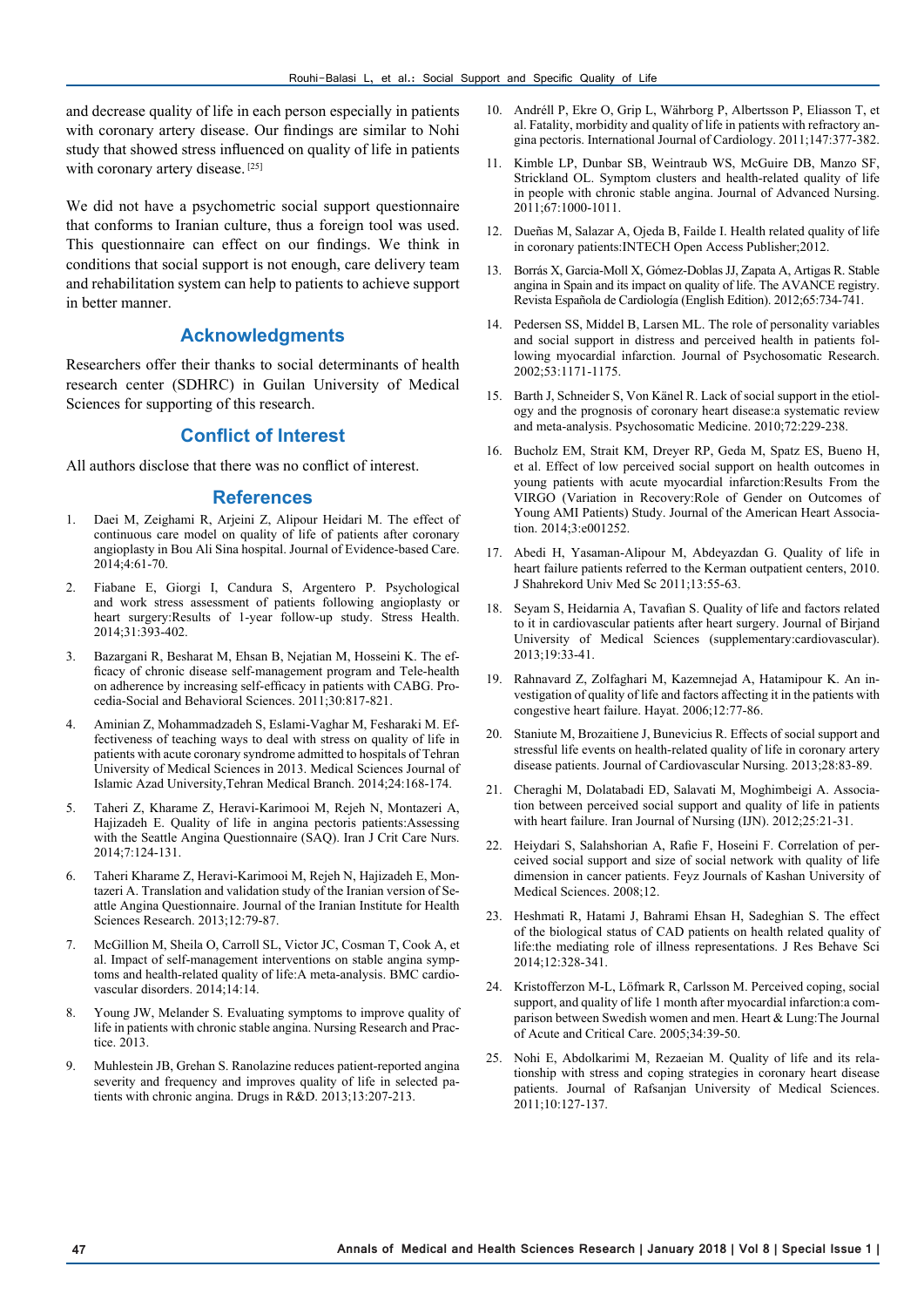and decrease quality of life in each person especially in patients with coronary artery disease. Our findings are similar to Nohi study that showed stress influenced on quality of life in patients with coronary artery disease. [25]

We did not have a psychometric social support questionnaire that conforms to Iranian culture, thus a foreign tool was used. This questionnaire can effect on our findings. We think in conditions that social support is not enough, care delivery team and rehabilitation system can help to patients to achieve support in better manner.

## Acknowledgments

Researchers offer their thanks to social determinants of health research center (SDHRC) in Guilan University of Medical Sciences for supporting of this research.

## Conflict of Interest

All authors disclose that there was no conflict of interest.

## References

1. Daei M, Zeighami R, Arjeini Z, Alipour Heidari M. The effect of continuous care model on quality of life of patients after coronary angioplasty in Bou Ali Sina hospital. Journal of Evidence-based Care. 2014;4:61-70.
2. Fiabane E, Giorgi I, Candura S, Argentero P. Psychological and work stress assessment of patients following angioplasty or heart surgery:Results of 1-year follow-up study. Stress Health. 2014;31:393-402.
3. Bazargani R, Besharat M, Ehsan B, Nejatian M, Hosseini K. The efficacy of chronic disease self-management program and Tele-health on adherence by increasing self-efficacy in patients with CABG. Procedia-Social and Behavioral Sciences. 2011;30:817-821.
4. Aminian Z, Mohammadzadeh S, Eslami-Vaghar M, Fesharaki M. Effectiveness of teaching ways to deal with stress on quality of life in patients with acute coronary syndrome admitted to hospitals of Tehran University of Medical Sciences in 2013. Medical Sciences Journal of Islamic Azad University,Tehran Medical Branch. 2014;24:168-174.
5. Taheri Z, Kharame Z, Heravi-Karimooi M, Rejeh N, Montazeri A, Hajizadeh E. Quality of life in angina pectoris patients:Assessing with the Seattle Angina Questionnaire (SAQ). Iran J Crit Care Nurs. 2014;7:124-131.
6. Taheri Kharame Z, Heravi-Karimooi M, Rejeh N, Hajizadeh E, Montazeri A. Translation and validation study of the Iranian version of Seattle Angina Questionnaire. Journal of the Iranian Institute for Health Sciences Research. 2013;12:79-87.
7. McGillion M, Sheila O, Carroll SL, Victor JC, Cosman T, Cook A, et al. Impact of self-management interventions on stable angina symptoms and health-related quality of life:A meta-analysis. BMC cardiovascular disorders. 2014;14:14.
8. Young JW, Melander S. Evaluating symptoms to improve quality of life in patients with chronic stable angina. Nursing Research and Practice. 2013.
9. Muhlestein JB, Grehan S. Ranolazine reduces patient-reported angina severity and frequency and improves quality of life in selected patients with chronic angina. Drugs in R&D. 2013;13:207-213.
10. Andréll P, Ekre O, Grip L, Währborg P, Albertsson P, Eliasson T, et al. Fatality, morbidity and quality of life in patients with refractory angina pectoris. International Journal of Cardiology. 2011;147:377-382.
11. Kimble LP, Dunbar SB, Weintraub WS, McGuire DB, Manzo SF, Strickland OL. Symptom clusters and health-related quality of life in people with chronic stable angina. Journal of Advanced Nursing. 2011;67:1000-1011.
12. Dueñas M, Salazar A, Ojeda B, Failde I. Health related quality of life in coronary patients:INTECH Open Access Publisher;2012.
13. Borrás X, Garcia-Moll X, Gómez-Doblas JJ, Zapata A, Artigas R. Stable angina in Spain and its impact on quality of life. The AVANCE registry. Revista Española de Cardiología (English Edition). 2012;65:734-741.
14. Pedersen SS, Middel B, Larsen ML. The role of personality variables and social support in distress and perceived health in patients following myocardial infarction. Journal of Psychosomatic Research. 2002;53:1171-1175.
15. Barth J, Schneider S, Von Känel R. Lack of social support in the etiology and the prognosis of coronary heart disease:a systematic review and meta-analysis. Psychosomatic Medicine. 2010;72:229-238.
16. Bucholz EM, Strait KM, Dreyer RP, Geda M, Spatz ES, Bueno H, et al. Effect of low perceived social support on health outcomes in young patients with acute myocardial infarction:Results From the VIRGO (Variation in Recovery:Role of Gender on Outcomes of Young AMI Patients) Study. Journal of the American Heart Association. 2014;3:e001252.
17. Abedi H, Yasaman-Alipour M, Abdeyazdan G. Quality of life in heart failure patients referred to the Kerman outpatient centers, 2010. J Shahrekord Univ Med Sc 2011;13:55-63.
18. Seyam S, Heidarnia A, Tavafian S. Quality of life and factors related to it in cardiovascular patients after heart surgery. Journal of Birjand University of Medical Sciences (supplementary:cardiovascular). 2013;19:33-41.
19. Rahnavard Z, Zolfaghari M, Kazemnejad A, Hatamipour K. An investigation of quality of life and factors affecting it in the patients with congestive heart failure. Hayat. 2006;12:77-86.
20. Staniute M, Brozaitiene J, Bunevicius R. Effects of social support and stressful life events on health-related quality of life in coronary artery disease patients. Journal of Cardiovascular Nursing. 2013;28:83-89.
21. Cheraghi M, Dolatabadi ED, Salavati M, Moghimbeigi A. Association between perceived social support and quality of life in patients with heart failure. Iran Journal of Nursing (IJN). 2012;25:21-31.
22. Heiydari S, Salahshorian A, Rafie F, Hoseini F. Correlation of perceived social support and size of social network with quality of life dimension in cancer patients. Feyz Journals of Kashan University of Medical Sciences. 2008;12.
23. Heshmati R, Hatami J, Bahrami Ehsan H, Sadeghian S. The effect of the biological status of CAD patients on health related quality of life:the mediating role of illness representations. J Res Behave Sci 2014;12:328-341.
24. Kristofferzon M-L, Löfmark R, Carlsson M. Perceived coping, social support, and quality of life 1 month after myocardial infarction:a comparison between Swedish women and men. Heart & Lung:The Journal of Acute and Critical Care. 2005;34:39-50.
25. Nohi E, Abdolkarimi M, Rezaeian M. Quality of life and its relationship with stress and coping strategies in coronary heart disease patients. Journal of Rafsanjan University of Medical Sciences. 2011;10:127-137.